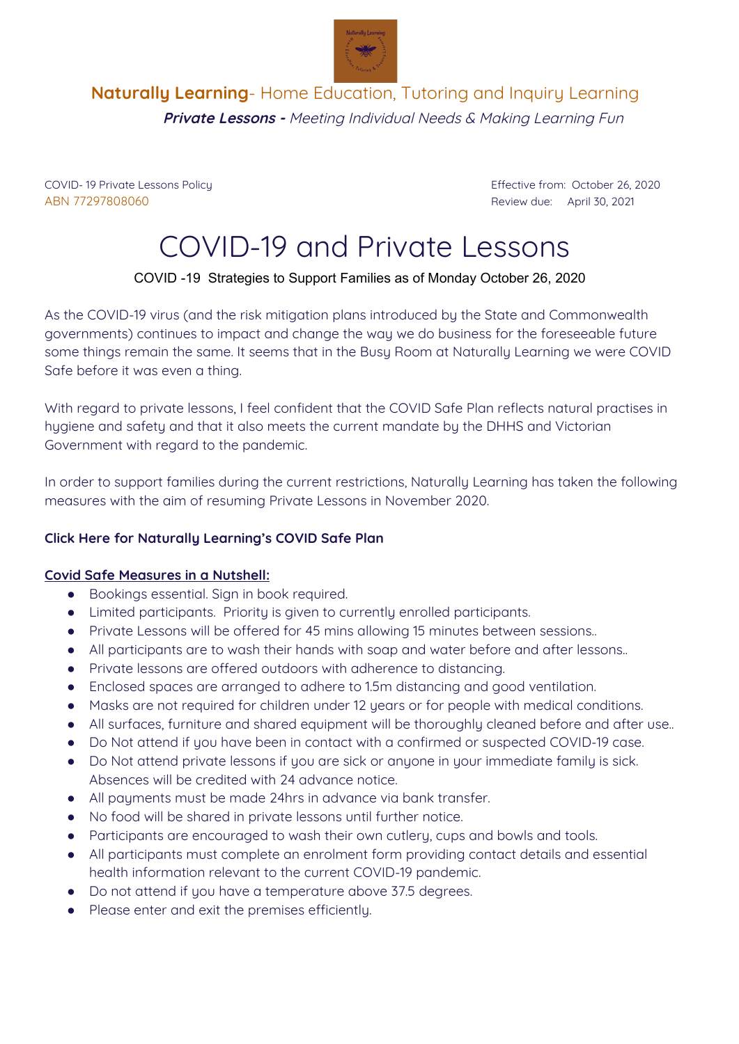**Naturally Learning**- Home Education, Tutoring and Inquiry Learning

***Private Lessons -*** *Meeting Individual Needs & Making Learning Fun*

COVID- 19 Private Lessons Policy
ABN 77297808060

Effective from: October 26, 2020
Review due: April 30, 2021

# COVID-19 and Private Lessons

COVID -19 Strategies to Support Families as of Monday October 26, 2020

As the COVID-19 virus (and the risk mitigation plans introduced by the State and Commonwealth governments) continues to impact and change the way we do business for the foreseeable future some things remain the same. It seems that in the Busy Room at Naturally Learning we were COVID Safe before it was even a thing.

With regard to private lessons, I feel confident that the COVID Safe Plan reflects natural practises in hygiene and safety and that it also meets the current mandate by the DHHS and Victorian Government with regard to the pandemic.

In order to support families during the current restrictions, Naturally Learning has taken the following measures with the aim of resuming Private Lessons in November 2020.

**Click Here for Naturally Learning's COVID Safe Plan**

**Covid Safe Measures in a Nutshell:**

- Bookings essential. Sign in book required.
- Limited participants. Priority is given to currently enrolled participants.
- Private Lessons will be offered for 45 mins allowing 15 minutes between sessions..
- All participants are to wash their hands with soap and water before and after lessons..
- Private lessons are offered outdoors with adherence to distancing.
- Enclosed spaces are arranged to adhere to 1.5m distancing and good ventilation.
- Masks are not required for children under 12 years or for people with medical conditions.
- All surfaces, furniture and shared equipment will be thoroughly cleaned before and after use..
- Do Not attend if you have been in contact with a confirmed or suspected COVID-19 case.
- Do Not attend private lessons if you are sick or anyone in your immediate family is sick. Absences will be credited with 24 advance notice.
- All payments must be made 24hrs in advance via bank transfer.
- No food will be shared in private lessons until further notice.
- Participants are encouraged to wash their own cutlery, cups and bowls and tools.
- All participants must complete an enrolment form providing contact details and essential health information relevant to the current COVID-19 pandemic.
- Do not attend if you have a temperature above 37.5 degrees.
- Please enter and exit the premises efficiently.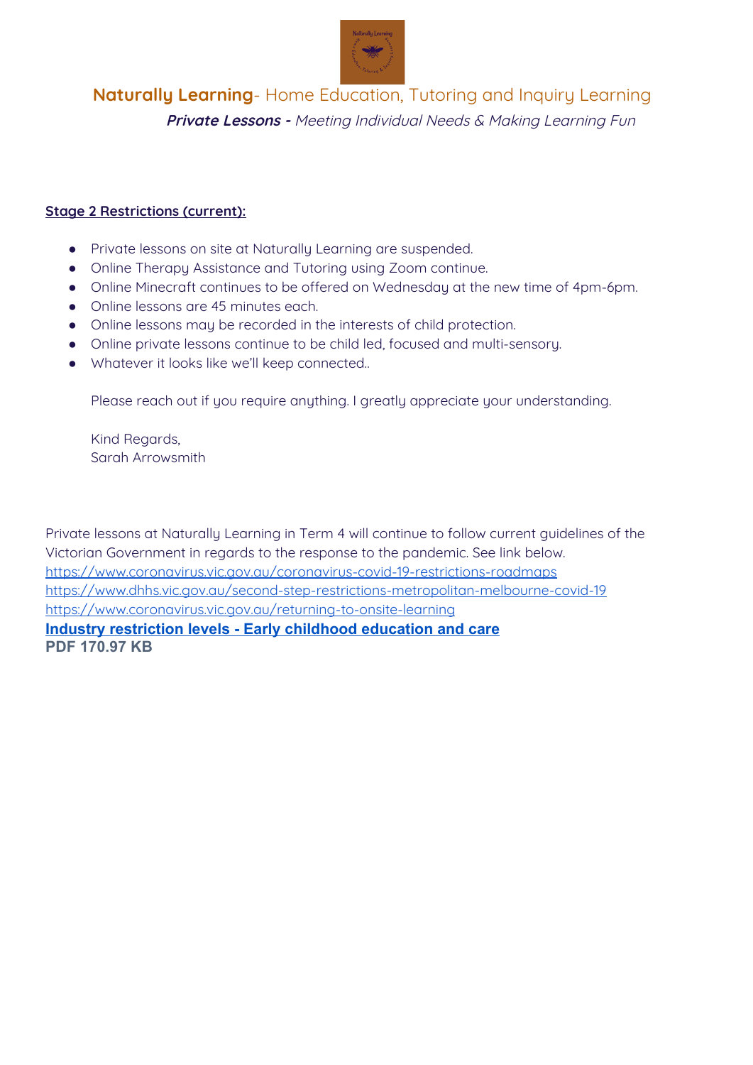**Naturally Learning**- Home Education, Tutoring and Inquiry Learning

***Private Lessons -*** *Meeting Individual Needs & Making Learning Fun*

**Stage 2 Restrictions (current):**

- Private lessons on site at Naturally Learning are suspended.
- Online Therapy Assistance and Tutoring using Zoom continue.
- Online Minecraft continues to be offered on Wednesday at the new time of 4pm-6pm.
- Online lessons are 45 minutes each.
- Online lessons may be recorded in the interests of child protection.
- Online private lessons continue to be child led, focused and multi-sensory.
- Whatever it looks like we'll keep connected..

Please reach out if you require anything. I greatly appreciate your understanding.

Kind Regards,
Sarah Arrowsmith

Private lessons at Naturally Learning in Term 4 will continue to follow current guidelines of the Victorian Government in regards to the response to the pandemic. See link below.
https://www.coronavirus.vic.gov.au/coronavirus-covid-19-restrictions-roadmaps
https://www.dhhs.vic.gov.au/second-step-restrictions-metropolitan-melbourne-covid-19
https://www.coronavirus.vic.gov.au/returning-to-onsite-learning

**Industry restriction levels - Early childhood education and care**

**PDF 170.97 KB**